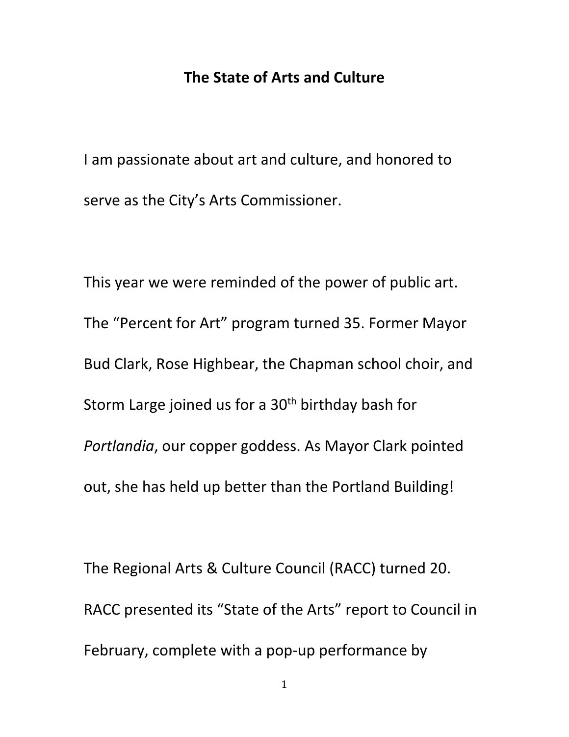# The State of Arts and Culture

I am passionate about art and culture, and honored to serve as the City's Arts Commissioner.

This year we were reminded of the power of public art. The "Percent for Art" program turned 35. Former Mayor Bud Clark, Rose Highbear, the Chapman school choir, and Storm Large joined us for a 30th birthday bash for *Portlandia*, our copper goddess. As Mayor Clark pointed out, she has held up better than the Portland Building!

The Regional Arts & Culture Council (RACC) turned 20. RACC presented its "State of the Arts" report to Council in February, complete with a pop-up performance by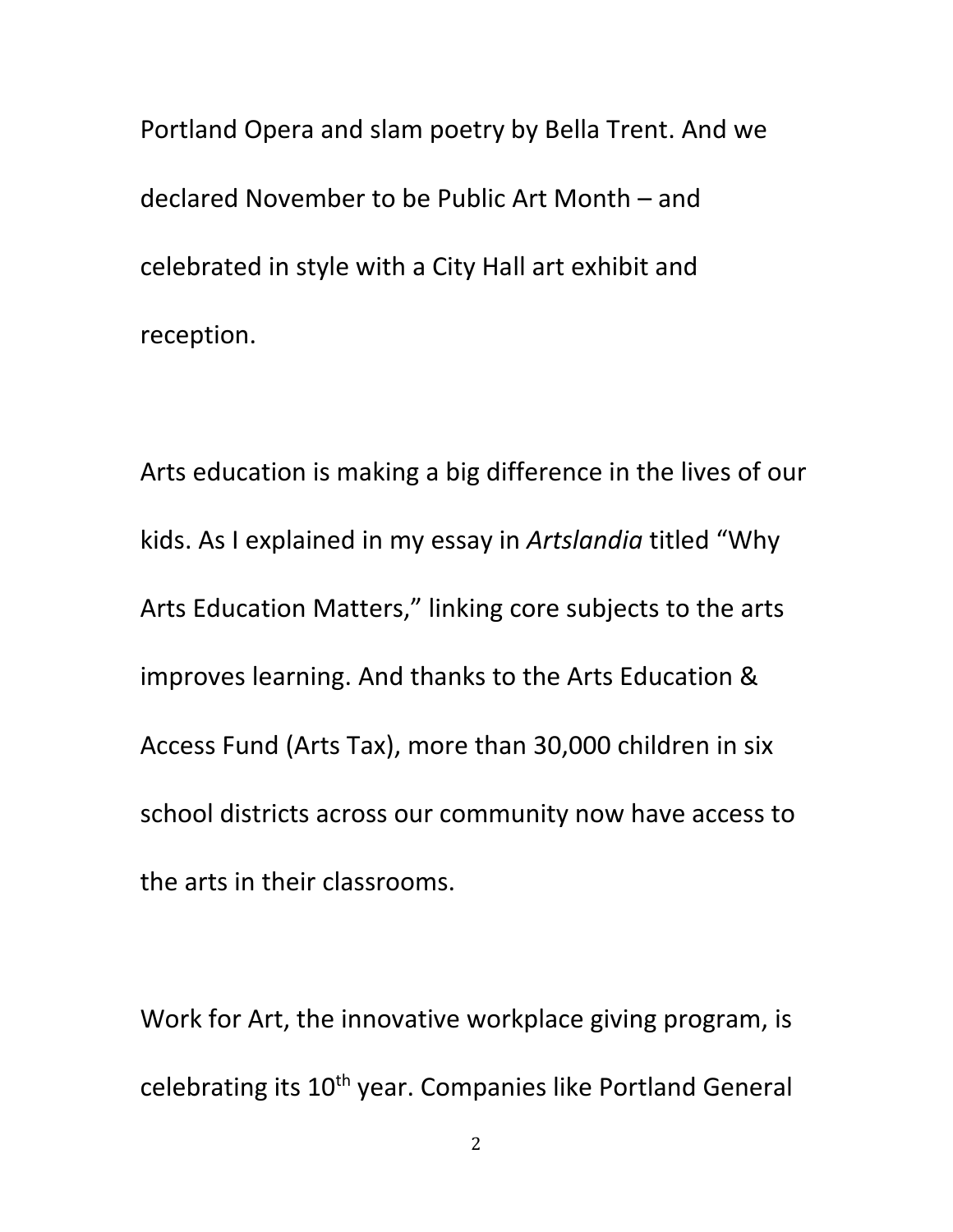Portland Opera and slam poetry by Bella Trent. And we declared November to be Public Art Month – and celebrated in style with a City Hall art exhibit and reception.

Arts education is making a big difference in the lives of our kids. As I explained in my essay in *Artslandia* titled "Why Arts Education Matters," linking core subjects to the arts improves learning. And thanks to the Arts Education & Access Fund (Arts Tax), more than 30,000 children in six school districts across our community now have access to the arts in their classrooms.

Work for Art, the innovative workplace giving program, is celebrating its 10th year. Companies like Portland General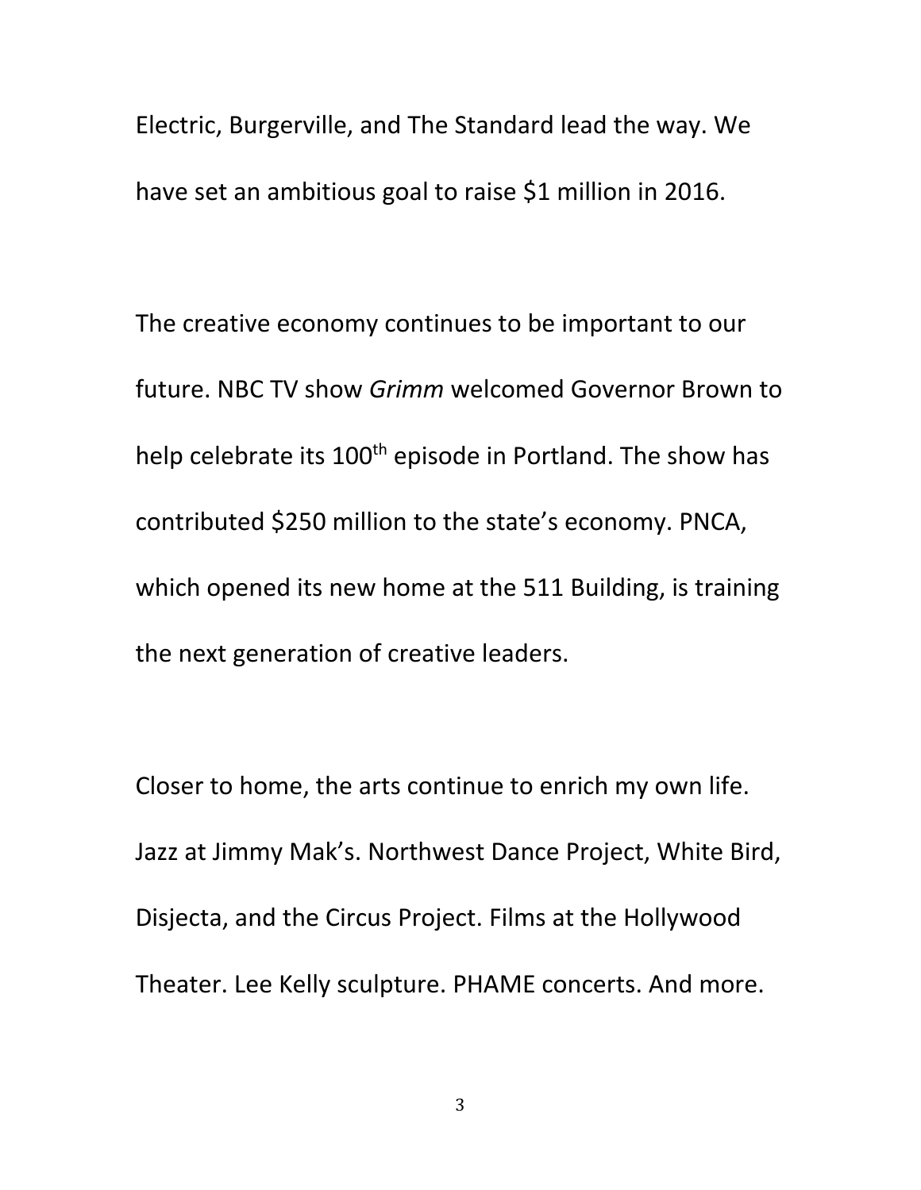Electric, Burgerville, and The Standard lead the way. We have set an ambitious goal to raise $1 million in 2016.

The creative economy continues to be important to our future. NBC TV show *Grimm* welcomed Governor Brown to help celebrate its 100th episode in Portland. The show has contributed $250 million to the state's economy. PNCA, which opened its new home at the 511 Building, is training the next generation of creative leaders.

Closer to home, the arts continue to enrich my own life. Jazz at Jimmy Mak's. Northwest Dance Project, White Bird, Disjecta, and the Circus Project. Films at the Hollywood Theater. Lee Kelly sculpture. PHAME concerts. And more.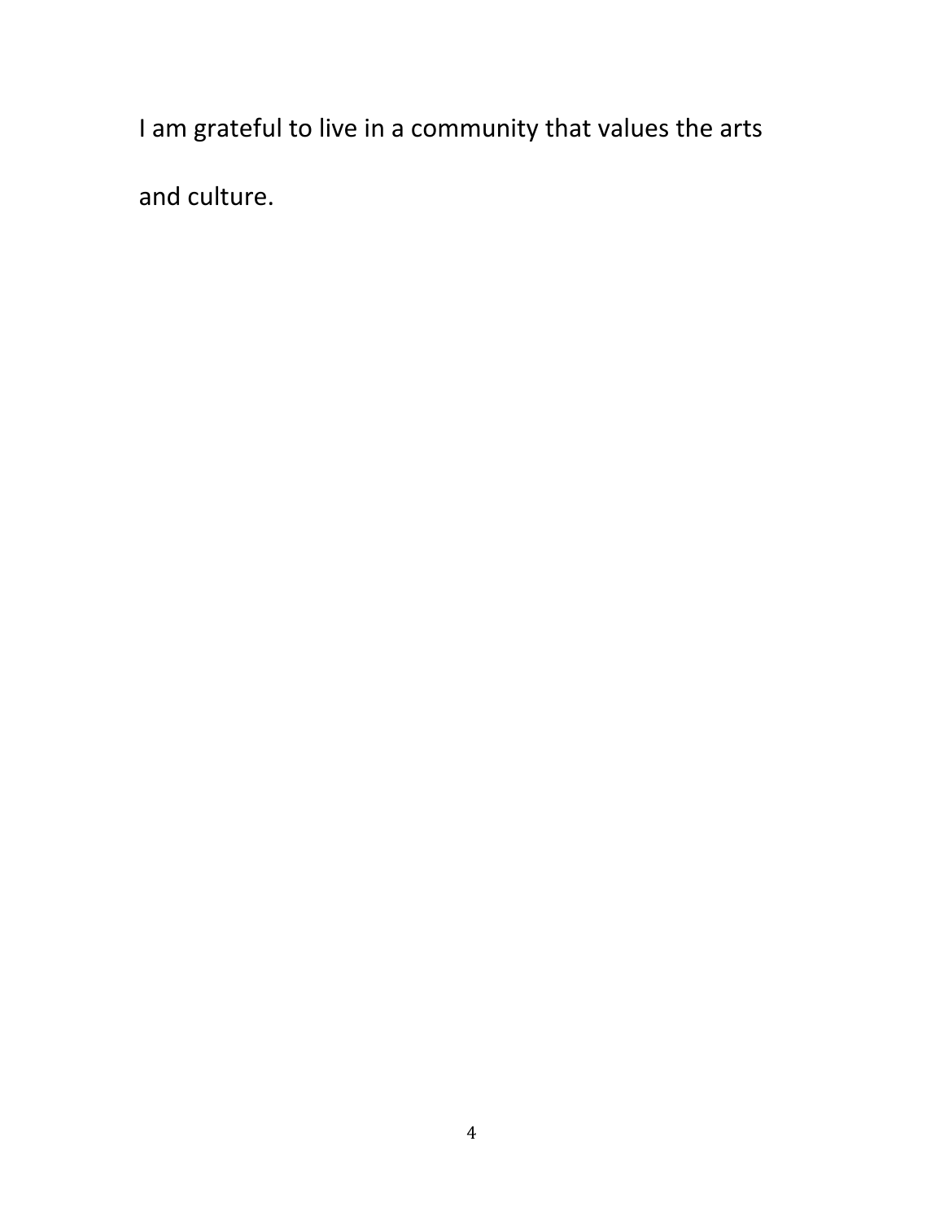I am grateful to live in a community that values the arts and culture.